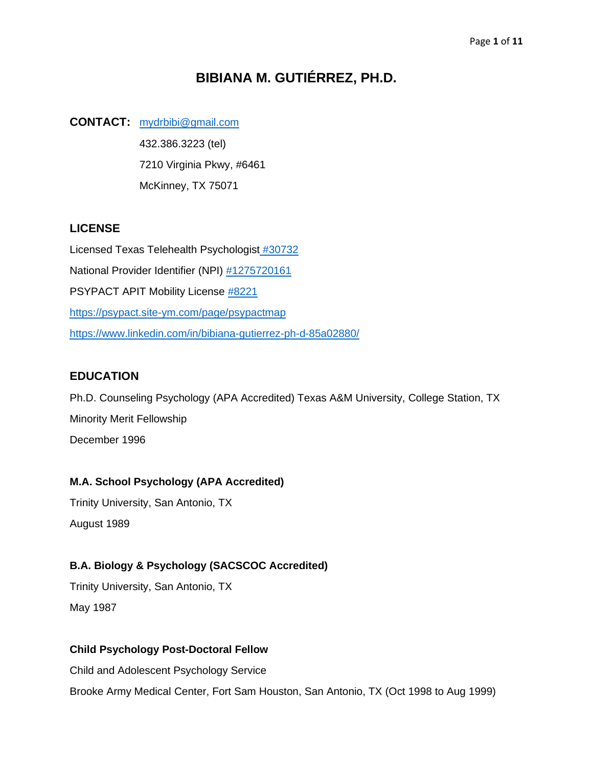# BIBIANA M. GUTIÉRREZ, PH.D.

**CONTACT:** mydrbibi@gmail.com

432.386.3223 (tel)

7210 Virginia Pkwy, #6461

McKinney, TX 75071

## LICENSE

Licensed Texas Telehealth Psychologist #30732

National Provider Identifier (NPI) #1275720161

PSYPACT APIT Mobility License #8221

https://psypact.site-ym.com/page/psypactmap

https://www.linkedin.com/in/bibiana-gutierrez-ph-d-85a02880/

## EDUCATION

Ph.D. Counseling Psychology (APA Accredited) Texas A&M University, College Station, TX

Minority Merit Fellowship

December 1996

**M.A. School Psychology (APA Accredited)**

Trinity University, San Antonio, TX

August 1989

**B.A. Biology & Psychology (SACSCOC Accredited)**

Trinity University, San Antonio, TX

May 1987

**Child Psychology Post-Doctoral Fellow**

Child and Adolescent Psychology Service

Brooke Army Medical Center, Fort Sam Houston, San Antonio, TX (Oct 1998 to Aug 1999)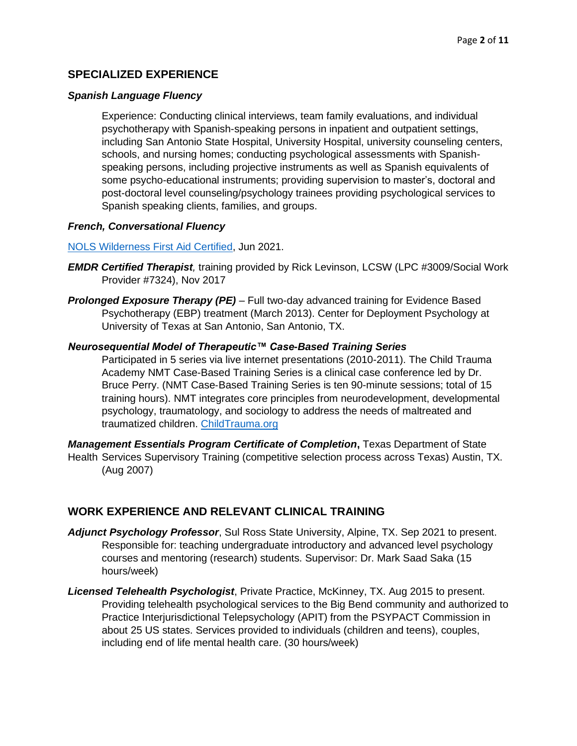## SPECIALIZED EXPERIENCE

***Spanish Language Fluency***

Experience: Conducting clinical interviews, team family evaluations, and individual psychotherapy with Spanish-speaking persons in inpatient and outpatient settings, including San Antonio State Hospital, University Hospital, university counseling centers, schools, and nursing homes; conducting psychological assessments with Spanish-speaking persons, including projective instruments as well as Spanish equivalents of some psycho-educational instruments; providing supervision to master's, doctoral and post-doctoral level counseling/psychology trainees providing psychological services to Spanish speaking clients, families, and groups.

***French, Conversational Fluency***

NOLS Wilderness First Aid Certified, Jun 2021.

***EMDR Certified Therapist****,* training provided by Rick Levinson, LCSW (LPC #3009/Social Work Provider #7324), Nov 2017

***Prolonged Exposure Therapy (PE)*** – Full two-day advanced training for Evidence Based Psychotherapy (EBP) treatment (March 2013). Center for Deployment Psychology at University of Texas at San Antonio, San Antonio, TX.

***Neurosequential Model of Therapeutic™ Case-Based Training Series***

Participated in 5 series via live internet presentations (2010-2011). The Child Trauma Academy NMT Case-Based Training Series is a clinical case conference led by Dr. Bruce Perry. (NMT Case-Based Training Series is ten 90-minute sessions; total of 15 training hours). NMT integrates core principles from neurodevelopment, developmental psychology, traumatology, and sociology to address the needs of maltreated and traumatized children. ChildTrauma.org

***Management Essentials Program Certificate of Completion*****,** Texas Department of State Health Services Supervisory Training (competitive selection process across Texas) Austin, TX. (Aug 2007)

## WORK EXPERIENCE AND RELEVANT CLINICAL TRAINING

***Adjunct Psychology Professor***, Sul Ross State University, Alpine, TX. Sep 2021 to present. Responsible for: teaching undergraduate introductory and advanced level psychology courses and mentoring (research) students. Supervisor: Dr. Mark Saad Saka (15 hours/week)

***Licensed Telehealth Psychologist***, Private Practice, McKinney, TX. Aug 2015 to present. Providing telehealth psychological services to the Big Bend community and authorized to Practice Interjurisdictional Telepsychology (APIT) from the PSYPACT Commission in about 25 US states. Services provided to individuals (children and teens), couples, including end of life mental health care. (30 hours/week)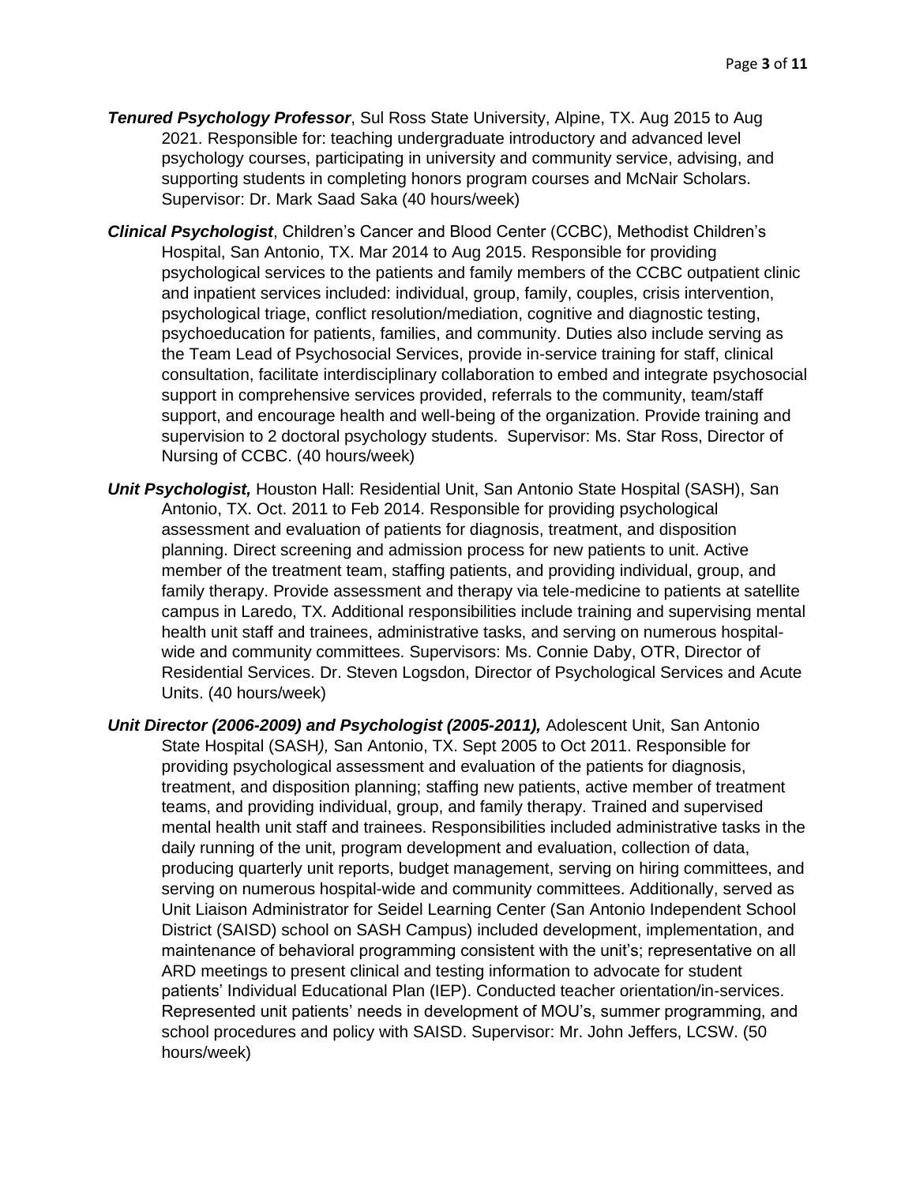***Tenured Psychology Professor***, Sul Ross State University, Alpine, TX. Aug 2015 to Aug 2021. Responsible for: teaching undergraduate introductory and advanced level psychology courses, participating in university and community service, advising, and supporting students in completing honors program courses and McNair Scholars. Supervisor: Dr. Mark Saad Saka (40 hours/week)

***Clinical Psychologist***, Children's Cancer and Blood Center (CCBC), Methodist Children's Hospital, San Antonio, TX. Mar 2014 to Aug 2015. Responsible for providing psychological services to the patients and family members of the CCBC outpatient clinic and inpatient services included: individual, group, family, couples, crisis intervention, psychological triage, conflict resolution/mediation, cognitive and diagnostic testing, psychoeducation for patients, families, and community. Duties also include serving as the Team Lead of Psychosocial Services, provide in-service training for staff, clinical consultation, facilitate interdisciplinary collaboration to embed and integrate psychosocial support in comprehensive services provided, referrals to the community, team/staff support, and encourage health and well-being of the organization. Provide training and supervision to 2 doctoral psychology students. Supervisor: Ms. Star Ross, Director of Nursing of CCBC. (40 hours/week)

***Unit Psychologist,*** Houston Hall: Residential Unit, San Antonio State Hospital (SASH), San Antonio, TX. Oct. 2011 to Feb 2014. Responsible for providing psychological assessment and evaluation of patients for diagnosis, treatment, and disposition planning. Direct screening and admission process for new patients to unit. Active member of the treatment team, staffing patients, and providing individual, group, and family therapy. Provide assessment and therapy via tele-medicine to patients at satellite campus in Laredo, TX. Additional responsibilities include training and supervising mental health unit staff and trainees, administrative tasks, and serving on numerous hospital-wide and community committees. Supervisors: Ms. Connie Daby, OTR, Director of Residential Services. Dr. Steven Logsdon, Director of Psychological Services and Acute Units. (40 hours/week)

***Unit Director (2006-2009) and Psychologist (2005-2011),*** Adolescent Unit, San Antonio State Hospital (SASH*),* San Antonio, TX. Sept 2005 to Oct 2011. Responsible for providing psychological assessment and evaluation of the patients for diagnosis, treatment, and disposition planning; staffing new patients, active member of treatment teams, and providing individual, group, and family therapy. Trained and supervised mental health unit staff and trainees. Responsibilities included administrative tasks in the daily running of the unit, program development and evaluation, collection of data, producing quarterly unit reports, budget management, serving on hiring committees, and serving on numerous hospital-wide and community committees. Additionally, served as Unit Liaison Administrator for Seidel Learning Center (San Antonio Independent School District (SAISD) school on SASH Campus) included development, implementation, and maintenance of behavioral programming consistent with the unit's; representative on all ARD meetings to present clinical and testing information to advocate for student patients' Individual Educational Plan (IEP). Conducted teacher orientation/in-services. Represented unit patients' needs in development of MOU's, summer programming, and school procedures and policy with SAISD. Supervisor: Mr. John Jeffers, LCSW. (50 hours/week)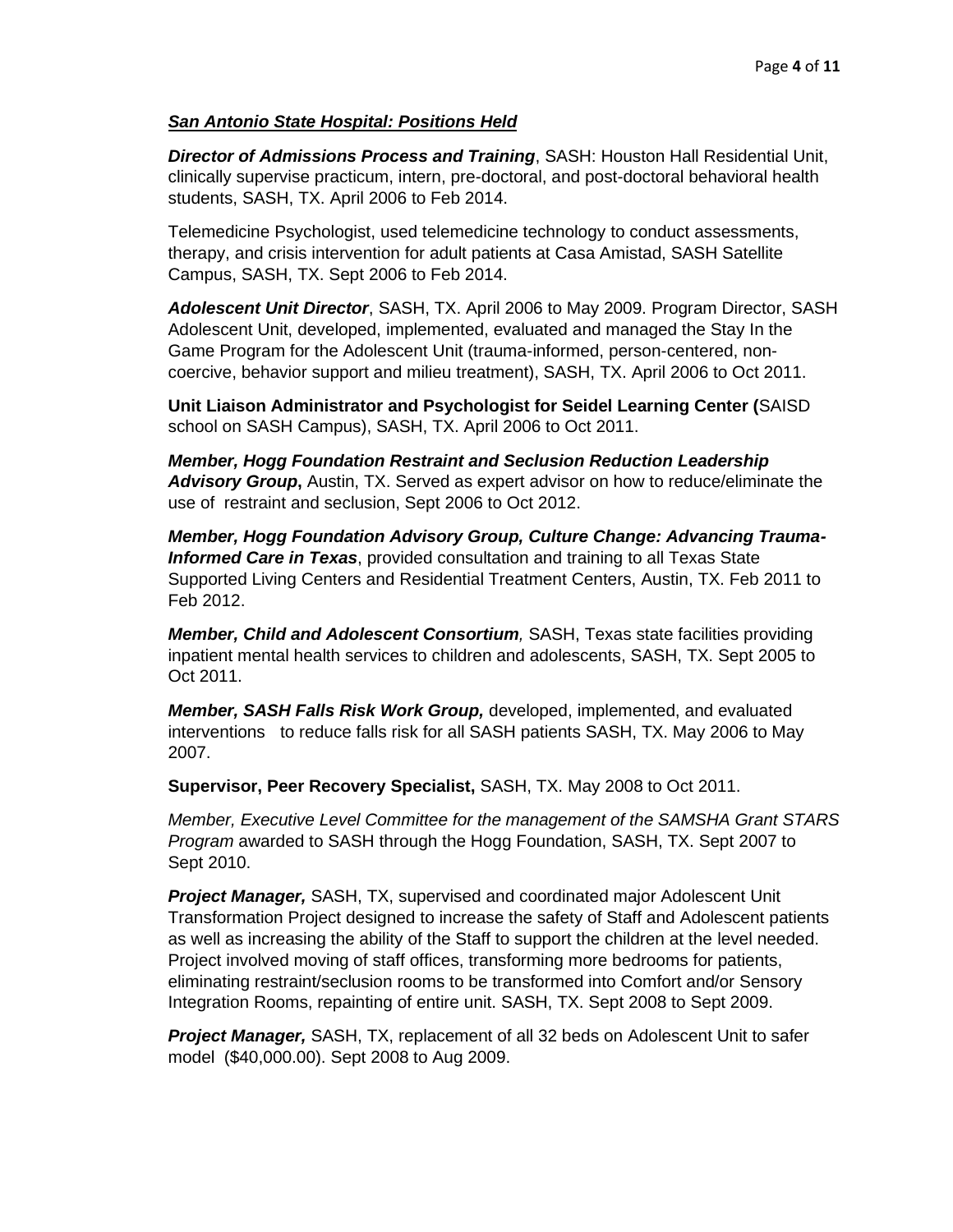***San Antonio State Hospital: Positions Held***

***Director of Admissions Process and Training***, SASH: Houston Hall Residential Unit, clinically supervise practicum, intern, pre-doctoral, and post-doctoral behavioral health students, SASH, TX. April 2006 to Feb 2014.

Telemedicine Psychologist, used telemedicine technology to conduct assessments, therapy, and crisis intervention for adult patients at Casa Amistad, SASH Satellite Campus, SASH, TX. Sept 2006 to Feb 2014.

***Adolescent Unit Director***, SASH, TX. April 2006 to May 2009. Program Director, SASH Adolescent Unit, developed, implemented, evaluated and managed the Stay In the Game Program for the Adolescent Unit (trauma-informed, person-centered, non-coercive, behavior support and milieu treatment), SASH, TX. April 2006 to Oct 2011.

**Unit Liaison Administrator and Psychologist for Seidel Learning Center (**SAISD school on SASH Campus), SASH, TX. April 2006 to Oct 2011.

***Member, Hogg Foundation Restraint and Seclusion Reduction Leadership Advisory Group*****,** Austin, TX. Served as expert advisor on how to reduce/eliminate the use of restraint and seclusion, Sept 2006 to Oct 2012.

***Member, Hogg Foundation Advisory Group, Culture Change: Advancing Trauma-Informed Care in Texas***, provided consultation and training to all Texas State Supported Living Centers and Residential Treatment Centers, Austin, TX. Feb 2011 to Feb 2012.

***Member, Child and Adolescent Consortium**,* SASH, Texas state facilities providing inpatient mental health services to children and adolescents, SASH, TX. Sept 2005 to Oct 2011.

***Member, SASH Falls Risk Work Group,*** developed, implemented, and evaluated interventions to reduce falls risk for all SASH patients SASH, TX. May 2006 to May 2007.

**Supervisor, Peer Recovery Specialist,** SASH, TX. May 2008 to Oct 2011.

*Member, Executive Level Committee for the management of the SAMSHA Grant STARS Program* awarded to SASH through the Hogg Foundation, SASH, TX. Sept 2007 to Sept 2010.

***Project Manager,*** SASH, TX, supervised and coordinated major Adolescent Unit Transformation Project designed to increase the safety of Staff and Adolescent patients as well as increasing the ability of the Staff to support the children at the level needed. Project involved moving of staff offices, transforming more bedrooms for patients, eliminating restraint/seclusion rooms to be transformed into Comfort and/or Sensory Integration Rooms, repainting of entire unit. SASH, TX. Sept 2008 to Sept 2009.

***Project Manager,*** SASH, TX, replacement of all 32 beds on Adolescent Unit to safer model ($40,000.00). Sept 2008 to Aug 2009.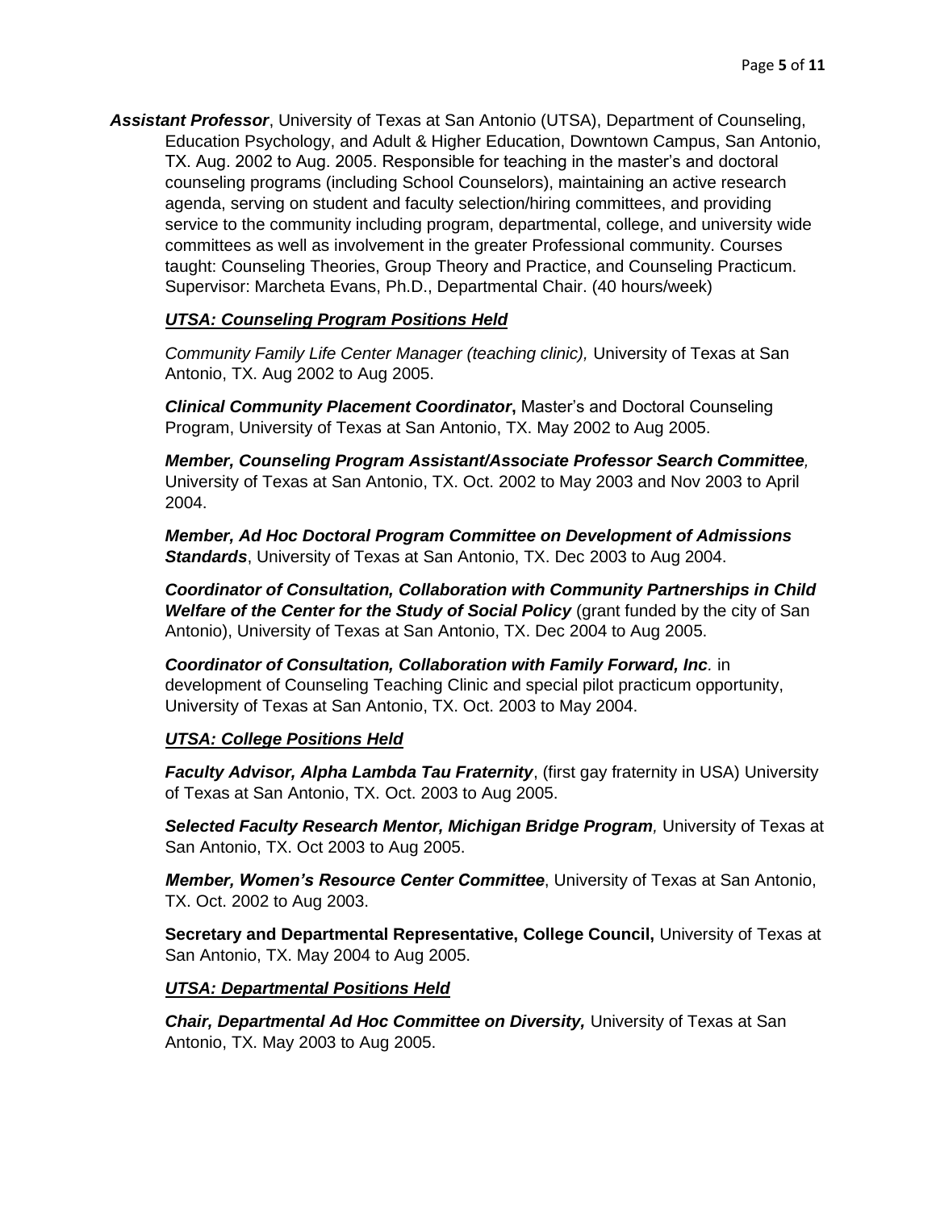***Assistant Professor***, University of Texas at San Antonio (UTSA), Department of Counseling, Education Psychology, and Adult & Higher Education, Downtown Campus, San Antonio, TX. Aug. 2002 to Aug. 2005. Responsible for teaching in the master's and doctoral counseling programs (including School Counselors), maintaining an active research agenda, serving on student and faculty selection/hiring committees, and providing service to the community including program, departmental, college, and university wide committees as well as involvement in the greater Professional community. Courses taught: Counseling Theories, Group Theory and Practice, and Counseling Practicum. Supervisor: Marcheta Evans, Ph.D., Departmental Chair. (40 hours/week)

***UTSA: Counseling Program Positions Held***

*Community Family Life Center Manager (teaching clinic),* University of Texas at San Antonio, TX. Aug 2002 to Aug 2005.

***Clinical Community Placement Coordinator*****,** Master's and Doctoral Counseling Program, University of Texas at San Antonio, TX. May 2002 to Aug 2005.

***Member, Counseling Program Assistant/Associate Professor Search Committee****,* University of Texas at San Antonio, TX. Oct. 2002 to May 2003 and Nov 2003 to April 2004.

***Member, Ad Hoc Doctoral Program Committee on Development of Admissions Standards***, University of Texas at San Antonio, TX. Dec 2003 to Aug 2004.

***Coordinator of Consultation, Collaboration with Community Partnerships in Child Welfare of the Center for the Study of Social Policy*** (grant funded by the city of San Antonio), University of Texas at San Antonio, TX. Dec 2004 to Aug 2005.

***Coordinator of Consultation, Collaboration with Family Forward, Inc****.* in development of Counseling Teaching Clinic and special pilot practicum opportunity, University of Texas at San Antonio, TX. Oct. 2003 to May 2004.

***UTSA: College Positions Held***

***Faculty Advisor, Alpha Lambda Tau Fraternity***, (first gay fraternity in USA) University of Texas at San Antonio, TX. Oct. 2003 to Aug 2005.

***Selected Faculty Research Mentor, Michigan Bridge Program****,* University of Texas at San Antonio, TX. Oct 2003 to Aug 2005.

***Member, Women's Resource Center Committee***, University of Texas at San Antonio, TX. Oct. 2002 to Aug 2003.

**Secretary and Departmental Representative, College Council,** University of Texas at San Antonio, TX. May 2004 to Aug 2005.

***UTSA: Departmental Positions Held***

***Chair, Departmental Ad Hoc Committee on Diversity,*** University of Texas at San Antonio, TX. May 2003 to Aug 2005.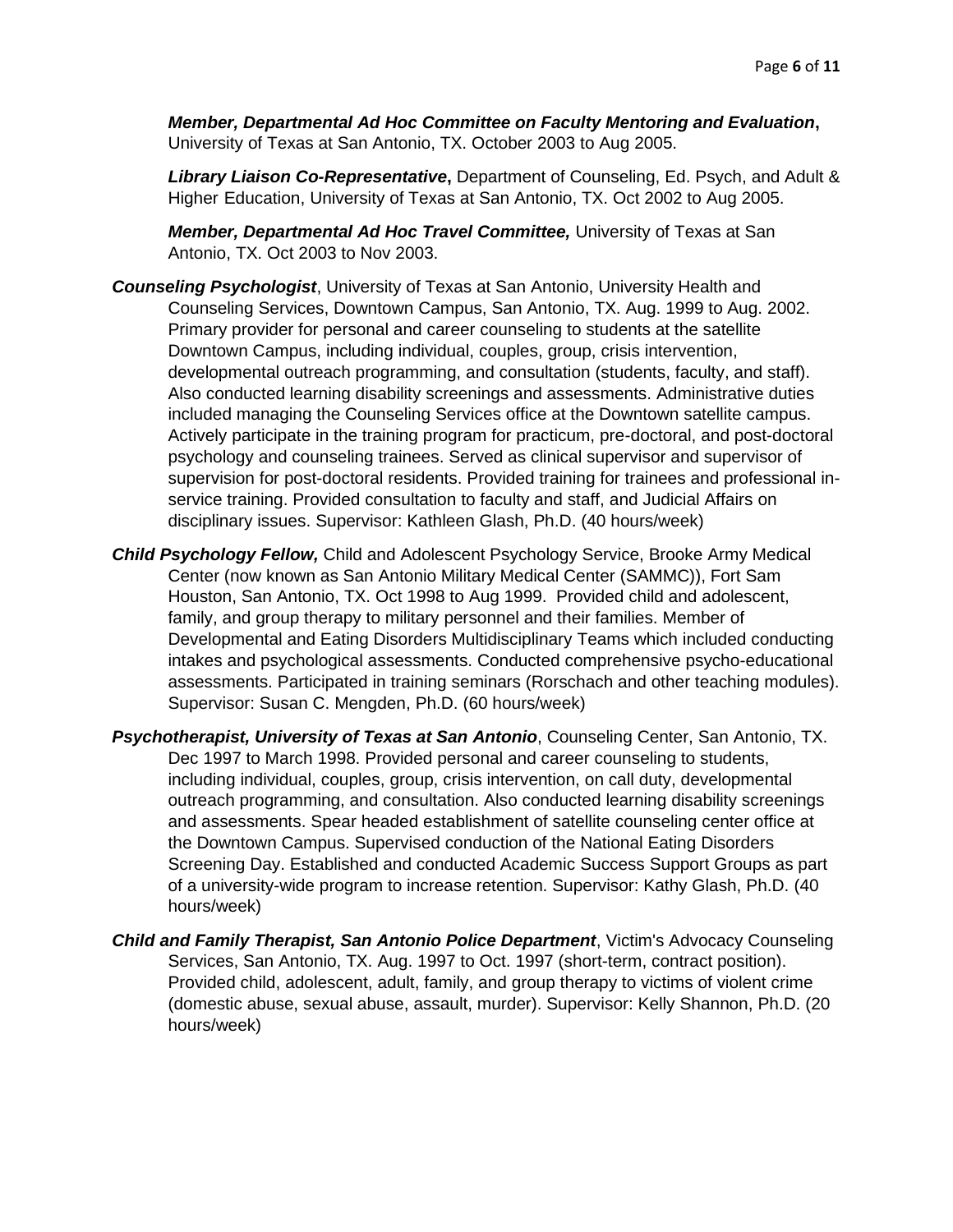***Member, Departmental Ad Hoc Committee on Faculty Mentoring and Evaluation*****,** University of Texas at San Antonio, TX. October 2003 to Aug 2005.

***Library Liaison Co-Representative*****,** Department of Counseling, Ed. Psych, and Adult & Higher Education, University of Texas at San Antonio, TX. Oct 2002 to Aug 2005.

***Member, Departmental Ad Hoc Travel Committee,*** University of Texas at San Antonio, TX. Oct 2003 to Nov 2003.

***Counseling Psychologist***, University of Texas at San Antonio, University Health and Counseling Services, Downtown Campus, San Antonio, TX. Aug. 1999 to Aug. 2002. Primary provider for personal and career counseling to students at the satellite Downtown Campus, including individual, couples, group, crisis intervention, developmental outreach programming, and consultation (students, faculty, and staff). Also conducted learning disability screenings and assessments. Administrative duties included managing the Counseling Services office at the Downtown satellite campus. Actively participate in the training program for practicum, pre-doctoral, and post-doctoral psychology and counseling trainees. Served as clinical supervisor and supervisor of supervision for post-doctoral residents. Provided training for trainees and professional in-service training. Provided consultation to faculty and staff, and Judicial Affairs on disciplinary issues. Supervisor: Kathleen Glash, Ph.D. (40 hours/week)

***Child Psychology Fellow,*** Child and Adolescent Psychology Service, Brooke Army Medical Center (now known as San Antonio Military Medical Center (SAMMC)), Fort Sam Houston, San Antonio, TX. Oct 1998 to Aug 1999. Provided child and adolescent, family, and group therapy to military personnel and their families. Member of Developmental and Eating Disorders Multidisciplinary Teams which included conducting intakes and psychological assessments. Conducted comprehensive psycho-educational assessments. Participated in training seminars (Rorschach and other teaching modules). Supervisor: Susan C. Mengden, Ph.D. (60 hours/week)

***Psychotherapist, University of Texas at San Antonio***, Counseling Center, San Antonio, TX. Dec 1997 to March 1998. Provided personal and career counseling to students, including individual, couples, group, crisis intervention, on call duty, developmental outreach programming, and consultation. Also conducted learning disability screenings and assessments. Spear headed establishment of satellite counseling center office at the Downtown Campus. Supervised conduction of the National Eating Disorders Screening Day. Established and conducted Academic Success Support Groups as part of a university-wide program to increase retention. Supervisor: Kathy Glash, Ph.D. (40 hours/week)

***Child and Family Therapist, San Antonio Police Department***, Victim's Advocacy Counseling Services, San Antonio, TX. Aug. 1997 to Oct. 1997 (short-term, contract position). Provided child, adolescent, adult, family, and group therapy to victims of violent crime (domestic abuse, sexual abuse, assault, murder). Supervisor: Kelly Shannon, Ph.D. (20 hours/week)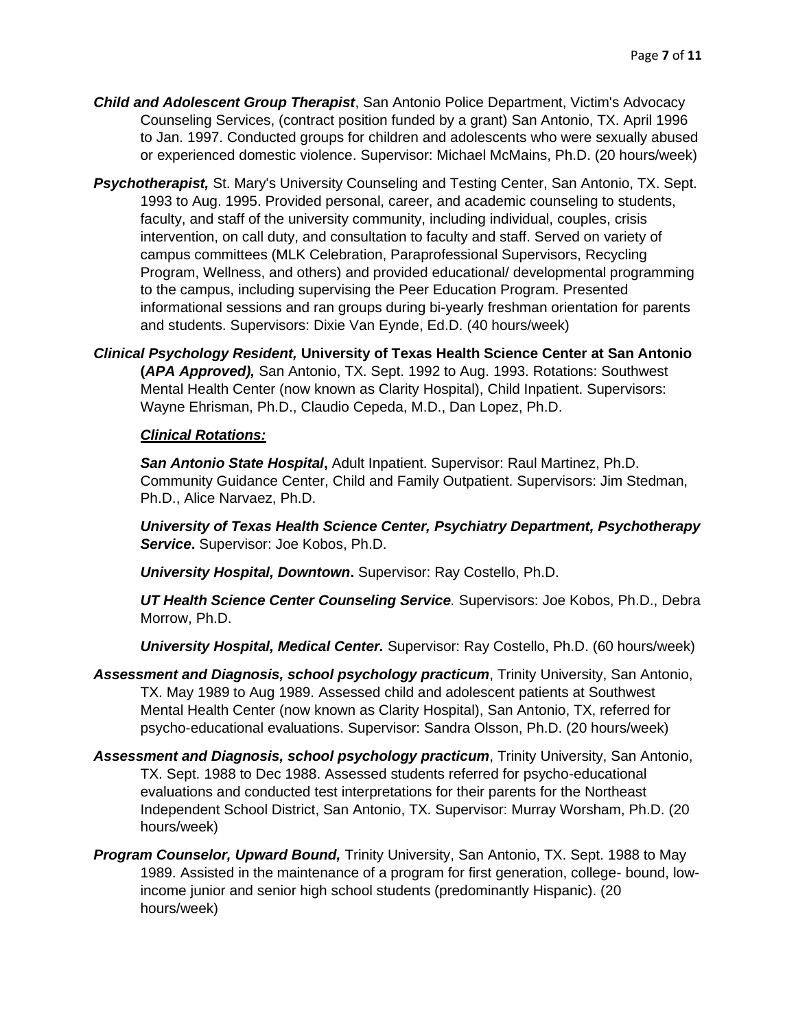***Child and Adolescent Group Therapist***, San Antonio Police Department, Victim's Advocacy Counseling Services, (contract position funded by a grant) San Antonio, TX. April 1996 to Jan. 1997. Conducted groups for children and adolescents who were sexually abused or experienced domestic violence. Supervisor: Michael McMains, Ph.D. (20 hours/week)

***Psychotherapist,*** St. Mary's University Counseling and Testing Center, San Antonio, TX. Sept. 1993 to Aug. 1995. Provided personal, career, and academic counseling to students, faculty, and staff of the university community, including individual, couples, crisis intervention, on call duty, and consultation to faculty and staff. Served on variety of campus committees (MLK Celebration, Paraprofessional Supervisors, Recycling Program, Wellness, and others) and provided educational/ developmental programming to the campus, including supervising the Peer Education Program. Presented informational sessions and ran groups during bi-yearly freshman orientation for parents and students. Supervisors: Dixie Van Eynde, Ed.D. (40 hours/week)

***Clinical Psychology Resident,*** **University of Texas Health Science Center at San Antonio (*APA Approved),*** San Antonio, TX. Sept. 1992 to Aug. 1993. Rotations: Southwest Mental Health Center (now known as Clarity Hospital), Child Inpatient. Supervisors: Wayne Ehrisman, Ph.D., Claudio Cepeda, M.D., Dan Lopez, Ph.D.

***Clinical Rotations:***

***San Antonio State Hospital*****,** Adult Inpatient. Supervisor: Raul Martinez, Ph.D. Community Guidance Center, Child and Family Outpatient. Supervisors: Jim Stedman, Ph.D., Alice Narvaez, Ph.D.

***University of Texas Health Science Center, Psychiatry Department, Psychotherapy Service*****.** Supervisor: Joe Kobos, Ph.D.

***University Hospital, Downtown*****.** Supervisor: Ray Costello, Ph.D.

***UT Health Science Center Counseling Service.*** Supervisors: Joe Kobos, Ph.D., Debra Morrow, Ph.D.

***University Hospital, Medical Center.*** Supervisor: Ray Costello, Ph.D. (60 hours/week)

***Assessment and Diagnosis, school psychology practicum***, Trinity University, San Antonio, TX. May 1989 to Aug 1989. Assessed child and adolescent patients at Southwest Mental Health Center (now known as Clarity Hospital), San Antonio, TX, referred for psycho-educational evaluations. Supervisor: Sandra Olsson, Ph.D. (20 hours/week)

***Assessment and Diagnosis, school psychology practicum***, Trinity University, San Antonio, TX. Sept. 1988 to Dec 1988. Assessed students referred for psycho-educational evaluations and conducted test interpretations for their parents for the Northeast Independent School District, San Antonio, TX. Supervisor: Murray Worsham, Ph.D. (20 hours/week)

***Program Counselor, Upward Bound,*** Trinity University, San Antonio, TX. Sept. 1988 to May 1989. Assisted in the maintenance of a program for first generation, college- bound, low-income junior and senior high school students (predominantly Hispanic). (20 hours/week)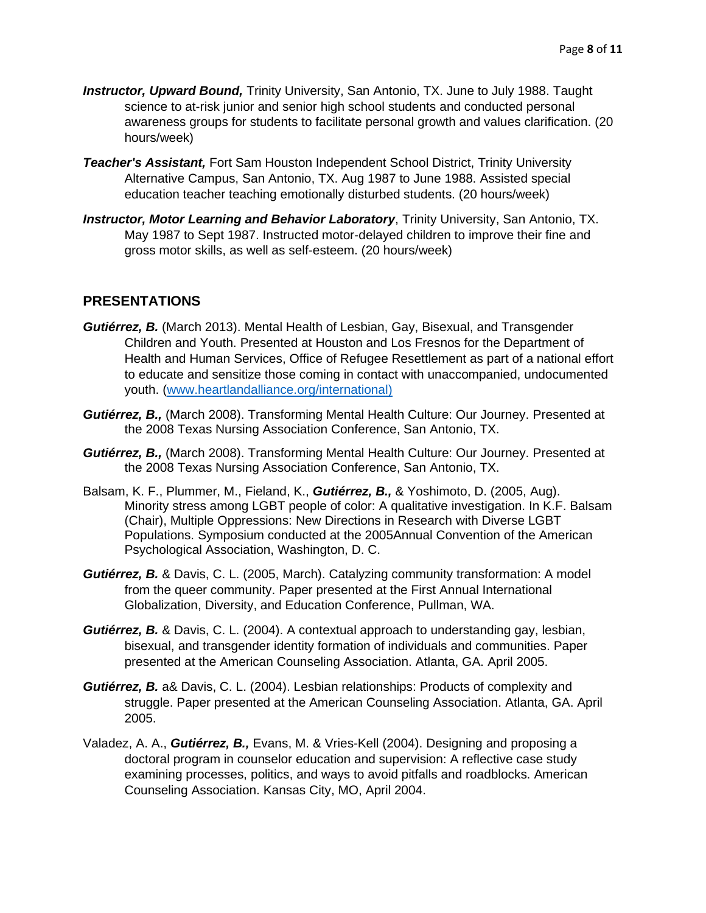***Instructor, Upward Bound,*** Trinity University, San Antonio, TX. June to July 1988. Taught science to at-risk junior and senior high school students and conducted personal awareness groups for students to facilitate personal growth and values clarification. (20 hours/week)

***Teacher's Assistant,*** Fort Sam Houston Independent School District, Trinity University Alternative Campus, San Antonio, TX. Aug 1987 to June 1988. Assisted special education teacher teaching emotionally disturbed students. (20 hours/week)

***Instructor, Motor Learning and Behavior Laboratory***, Trinity University, San Antonio, TX. May 1987 to Sept 1987. Instructed motor-delayed children to improve their fine and gross motor skills, as well as self-esteem. (20 hours/week)

## PRESENTATIONS

***Gutiérrez, B.*** (March 2013). Mental Health of Lesbian, Gay, Bisexual, and Transgender Children and Youth. Presented at Houston and Los Fresnos for the Department of Health and Human Services, Office of Refugee Resettlement as part of a national effort to educate and sensitize those coming in contact with unaccompanied, undocumented youth. ([www.heartlandalliance.org/international)](www.heartlandalliance.org/international)

***Gutiérrez, B.,*** (March 2008). Transforming Mental Health Culture: Our Journey. Presented at the 2008 Texas Nursing Association Conference, San Antonio, TX.

***Gutiérrez, B.,*** (March 2008). Transforming Mental Health Culture: Our Journey. Presented at the 2008 Texas Nursing Association Conference, San Antonio, TX.

Balsam, K. F., Plummer, M., Fieland, K., ***Gutiérrez, B.,*** & Yoshimoto, D. (2005, Aug). Minority stress among LGBT people of color: A qualitative investigation. In K.F. Balsam (Chair), Multiple Oppressions: New Directions in Research with Diverse LGBT Populations. Symposium conducted at the 2005Annual Convention of the American Psychological Association, Washington, D. C.

***Gutiérrez, B.*** & Davis, C. L. (2005, March). Catalyzing community transformation: A model from the queer community. Paper presented at the First Annual International Globalization, Diversity, and Education Conference, Pullman, WA.

***Gutiérrez, B.*** & Davis, C. L. (2004). A contextual approach to understanding gay, lesbian, bisexual, and transgender identity formation of individuals and communities. Paper presented at the American Counseling Association. Atlanta, GA. April 2005.

***Gutiérrez, B.*** a& Davis, C. L. (2004). Lesbian relationships: Products of complexity and struggle. Paper presented at the American Counseling Association. Atlanta, GA. April 2005.

Valadez, A. A., ***Gutiérrez, B.,*** Evans, M. & Vries-Kell (2004). Designing and proposing a doctoral program in counselor education and supervision: A reflective case study examining processes, politics, and ways to avoid pitfalls and roadblocks. American Counseling Association. Kansas City, MO, April 2004.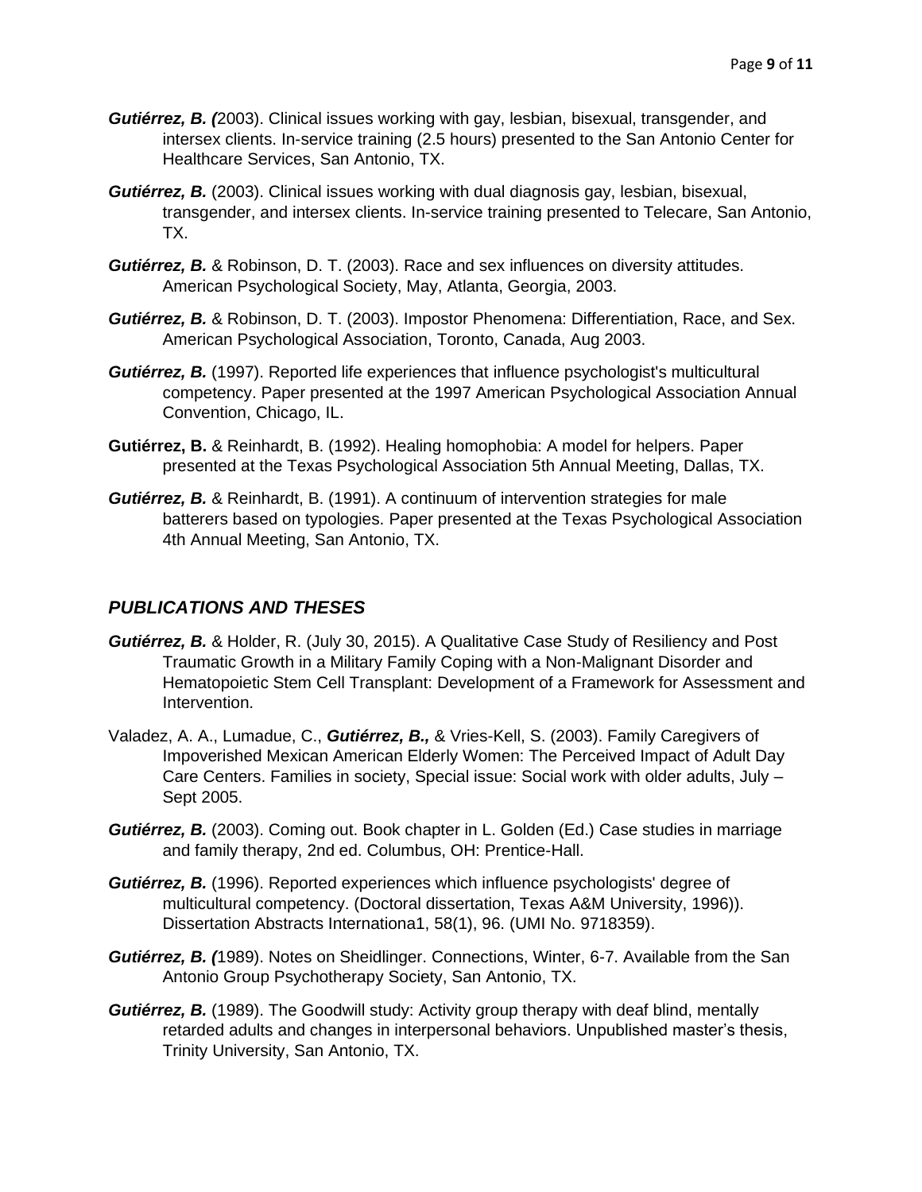***Gutiérrez, B. (***2003). Clinical issues working with gay, lesbian, bisexual, transgender, and intersex clients. In-service training (2.5 hours) presented to the San Antonio Center for Healthcare Services, San Antonio, TX.

***Gutiérrez, B.*** (2003). Clinical issues working with dual diagnosis gay, lesbian, bisexual, transgender, and intersex clients. In-service training presented to Telecare, San Antonio, TX.

***Gutiérrez, B.*** & Robinson, D. T. (2003). Race and sex influences on diversity attitudes. American Psychological Society, May, Atlanta, Georgia, 2003.

***Gutiérrez, B.*** & Robinson, D. T. (2003). Impostor Phenomena: Differentiation, Race, and Sex. American Psychological Association, Toronto, Canada, Aug 2003.

***Gutiérrez, B.*** (1997). Reported life experiences that influence psychologist's multicultural competency. Paper presented at the 1997 American Psychological Association Annual Convention, Chicago, IL.

**Gutiérrez, B.** & Reinhardt, B. (1992). Healing homophobia: A model for helpers. Paper presented at the Texas Psychological Association 5th Annual Meeting, Dallas, TX.

***Gutiérrez, B.*** & Reinhardt, B. (1991). A continuum of intervention strategies for male batterers based on typologies. Paper presented at the Texas Psychological Association 4th Annual Meeting, San Antonio, TX.

## *PUBLICATIONS AND THESES*

***Gutiérrez, B.*** & Holder, R. (July 30, 2015). A Qualitative Case Study of Resiliency and Post Traumatic Growth in a Military Family Coping with a Non-Malignant Disorder and Hematopoietic Stem Cell Transplant: Development of a Framework for Assessment and Intervention.

Valadez, A. A., Lumadue, C., ***Gutiérrez, B.,*** & Vries-Kell, S. (2003). Family Caregivers of Impoverished Mexican American Elderly Women: The Perceived Impact of Adult Day Care Centers. Families in society, Special issue: Social work with older adults, July – Sept 2005.

***Gutiérrez, B.*** (2003). Coming out. Book chapter in L. Golden (Ed.) Case studies in marriage and family therapy, 2nd ed. Columbus, OH: Prentice-Hall.

***Gutiérrez, B.*** (1996). Reported experiences which influence psychologists' degree of multicultural competency. (Doctoral dissertation, Texas A&M University, 1996)). Dissertation Abstracts Internationa1, 58(1), 96. (UMI No. 9718359).

***Gutiérrez, B. (***1989). Notes on Sheidlinger. Connections, Winter, 6-7. Available from the San Antonio Group Psychotherapy Society, San Antonio, TX.

***Gutiérrez, B.*** (1989). The Goodwill study: Activity group therapy with deaf blind, mentally retarded adults and changes in interpersonal behaviors. Unpublished master's thesis, Trinity University, San Antonio, TX.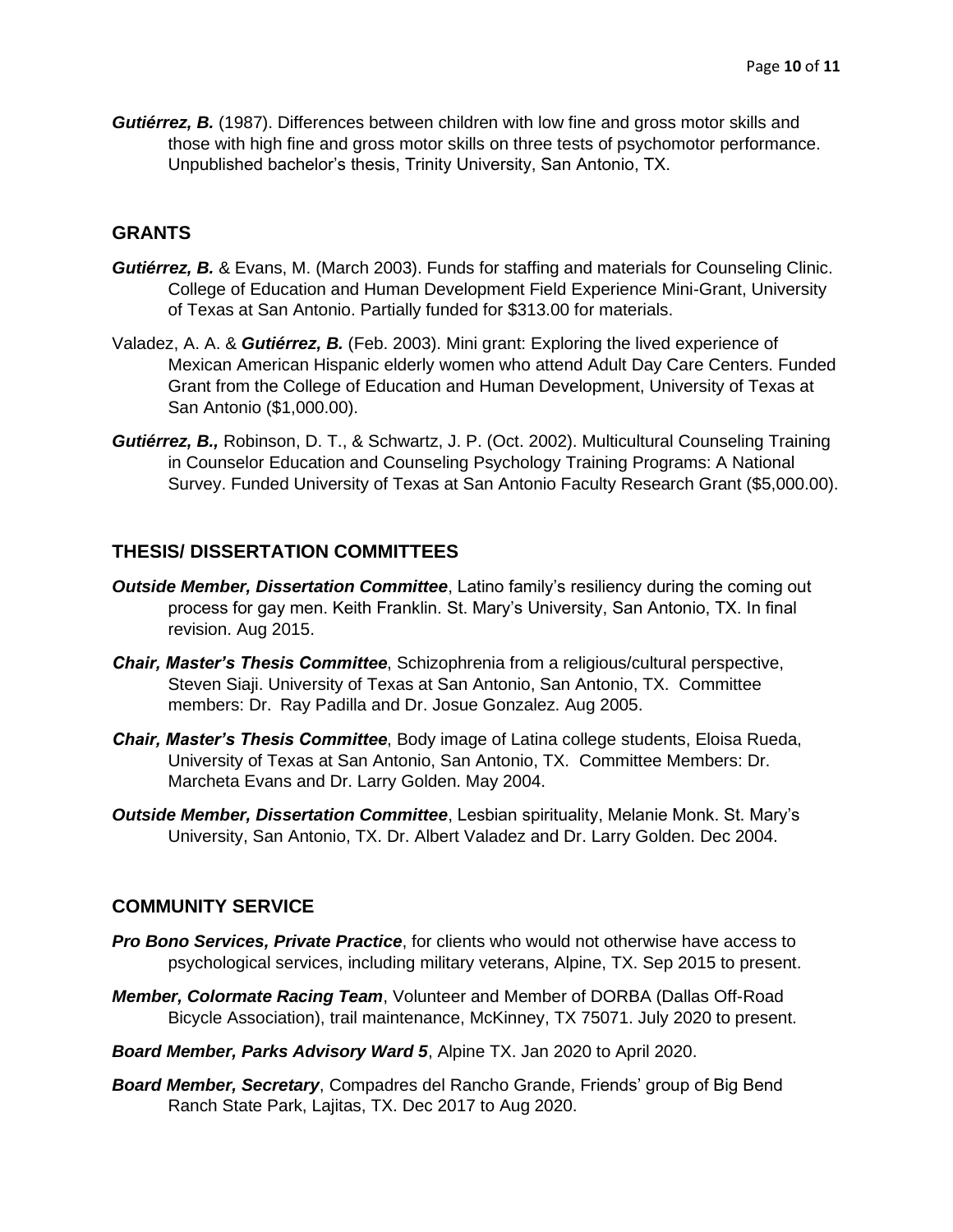***Gutiérrez, B.*** (1987). Differences between children with low fine and gross motor skills and those with high fine and gross motor skills on three tests of psychomotor performance. Unpublished bachelor's thesis, Trinity University, San Antonio, TX.

## GRANTS

***Gutiérrez, B.*** & Evans, M. (March 2003). Funds for staffing and materials for Counseling Clinic. College of Education and Human Development Field Experience Mini-Grant, University of Texas at San Antonio. Partially funded for $313.00 for materials.

Valadez, A. A. & ***Gutiérrez, B.*** (Feb. 2003). Mini grant: Exploring the lived experience of Mexican American Hispanic elderly women who attend Adult Day Care Centers. Funded Grant from the College of Education and Human Development, University of Texas at San Antonio ($1,000.00).

***Gutiérrez, B.,*** Robinson, D. T., & Schwartz, J. P. (Oct. 2002). Multicultural Counseling Training in Counselor Education and Counseling Psychology Training Programs: A National Survey. Funded University of Texas at San Antonio Faculty Research Grant ($5,000.00).

## THESIS/ DISSERTATION COMMITTEES

***Outside Member, Dissertation Committee***, Latino family's resiliency during the coming out process for gay men. Keith Franklin. St. Mary's University, San Antonio, TX. In final revision. Aug 2015.

***Chair, Master's Thesis Committee***, Schizophrenia from a religious/cultural perspective, Steven Siaji. University of Texas at San Antonio, San Antonio, TX. Committee members: Dr. Ray Padilla and Dr. Josue Gonzalez. Aug 2005.

***Chair, Master's Thesis Committee***, Body image of Latina college students, Eloisa Rueda, University of Texas at San Antonio, San Antonio, TX. Committee Members: Dr. Marcheta Evans and Dr. Larry Golden. May 2004.

***Outside Member, Dissertation Committee***, Lesbian spirituality, Melanie Monk. St. Mary's University, San Antonio, TX. Dr. Albert Valadez and Dr. Larry Golden. Dec 2004.

## COMMUNITY SERVICE

***Pro Bono Services, Private Practice***, for clients who would not otherwise have access to psychological services, including military veterans, Alpine, TX. Sep 2015 to present.

***Member, Colormate Racing Team***, Volunteer and Member of DORBA (Dallas Off-Road Bicycle Association), trail maintenance, McKinney, TX 75071. July 2020 to present.

***Board Member, Parks Advisory Ward 5***, Alpine TX. Jan 2020 to April 2020.

***Board Member, Secretary***, Compadres del Rancho Grande, Friends' group of Big Bend Ranch State Park, Lajitas, TX. Dec 2017 to Aug 2020.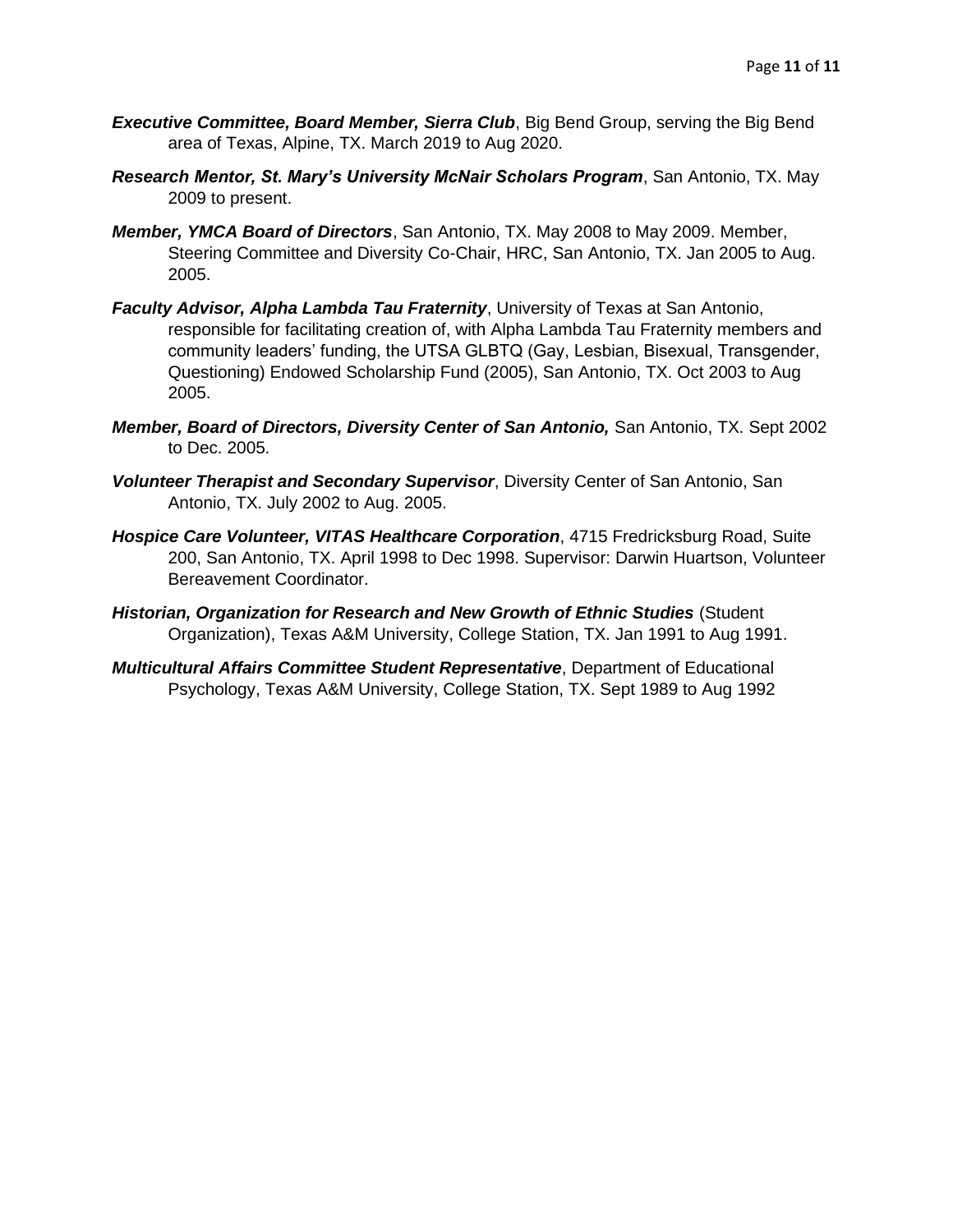***Executive Committee, Board Member, Sierra Club***, Big Bend Group, serving the Big Bend area of Texas, Alpine, TX. March 2019 to Aug 2020.

***Research Mentor, St. Mary's University McNair Scholars Program***, San Antonio, TX. May 2009 to present.

***Member, YMCA Board of Directors***, San Antonio, TX. May 2008 to May 2009. Member, Steering Committee and Diversity Co-Chair, HRC, San Antonio, TX. Jan 2005 to Aug. 2005.

***Faculty Advisor, Alpha Lambda Tau Fraternity***, University of Texas at San Antonio, responsible for facilitating creation of, with Alpha Lambda Tau Fraternity members and community leaders' funding, the UTSA GLBTQ (Gay, Lesbian, Bisexual, Transgender, Questioning) Endowed Scholarship Fund (2005), San Antonio, TX. Oct 2003 to Aug 2005.

***Member, Board of Directors, Diversity Center of San Antonio,*** San Antonio, TX. Sept 2002 to Dec. 2005.

***Volunteer Therapist and Secondary Supervisor***, Diversity Center of San Antonio, San Antonio, TX. July 2002 to Aug. 2005.

***Hospice Care Volunteer, VITAS Healthcare Corporation***, 4715 Fredricksburg Road, Suite 200, San Antonio, TX. April 1998 to Dec 1998. Supervisor: Darwin Huartson, Volunteer Bereavement Coordinator.

***Historian, Organization for Research and New Growth of Ethnic Studies*** (Student Organization), Texas A&M University, College Station, TX. Jan 1991 to Aug 1991.

***Multicultural Affairs Committee Student Representative***, Department of Educational Psychology, Texas A&M University, College Station, TX. Sept 1989 to Aug 1992